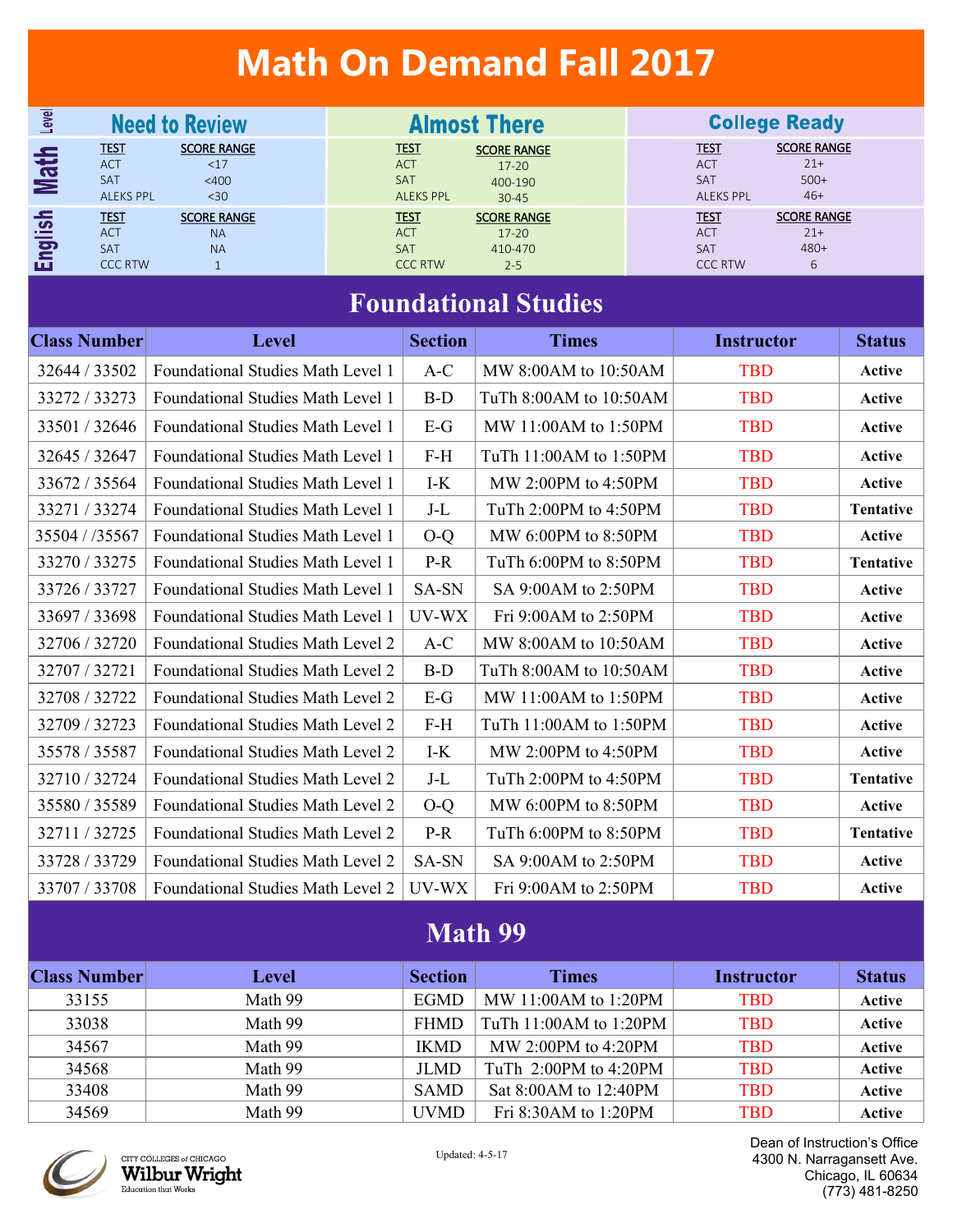# Math On Demand Fall 2017

| Level | Need to Review | | Almost There | | College Ready | |
|---|---|---|---|---|---|---|
| **Math** | TEST | SCORE RANGE | TEST | SCORE RANGE | TEST | SCORE RANGE |
| | ACT | <17 | ACT | 17-20 | ACT | 21+ |
| | SAT | <400 | SAT | 400-190 | SAT | 500+ |
| | ALEKS PPL | <30 | ALEKS PPL | 30-45 | ALEKS PPL | 46+ |
| **English** | TEST | SCORE RANGE | TEST | SCORE RANGE | TEST | SCORE RANGE |
| | ACT | NA | ACT | 17-20 | ACT | 21+ |
| | SAT | NA | SAT | 410-470 | SAT | 480+ |
| | CCC RTW | 1 | CCC RTW | 2-5 | CCC RTW | 6 |

## Foundational Studies

| Class Number | Level | Section | Times | Instructor | Status |
|---|---|---|---|---|---|
| 32644 / 33502 | Foundational Studies Math Level 1 | A-C | MW 8:00AM to 10:50AM | TBD | Active |
| 33272 / 33273 | Foundational Studies Math Level 1 | B-D | TuTh 8:00AM to 10:50AM | TBD | Active |
| 33501 / 32646 | Foundational Studies Math Level 1 | E-G | MW 11:00AM to 1:50PM | TBD | Active |
| 32645 / 32647 | Foundational Studies Math Level 1 | F-H | TuTh 11:00AM to 1:50PM | TBD | Active |
| 33672 / 35564 | Foundational Studies Math Level 1 | I-K | MW 2:00PM to 4:50PM | TBD | Active |
| 33271 / 33274 | Foundational Studies Math Level 1 | J-L | TuTh 2:00PM to 4:50PM | TBD | Tentative |
| 35504 / /35567 | Foundational Studies Math Level 1 | O-Q | MW 6:00PM to 8:50PM | TBD | Active |
| 33270 / 33275 | Foundational Studies Math Level 1 | P-R | TuTh 6:00PM to 8:50PM | TBD | Tentative |
| 33726 / 33727 | Foundational Studies Math Level 1 | SA-SN | SA 9:00AM to 2:50PM | TBD | Active |
| 33697 / 33698 | Foundational Studies Math Level 1 | UV-WX | Fri 9:00AM to 2:50PM | TBD | Active |
| 32706 / 32720 | Foundational Studies Math Level 2 | A-C | MW 8:00AM to 10:50AM | TBD | Active |
| 32707 / 32721 | Foundational Studies Math Level 2 | B-D | TuTh 8:00AM to 10:50AM | TBD | Active |
| 32708 / 32722 | Foundational Studies Math Level 2 | E-G | MW 11:00AM to 1:50PM | TBD | Active |
| 32709 / 32723 | Foundational Studies Math Level 2 | F-H | TuTh 11:00AM to 1:50PM | TBD | Active |
| 35578 / 35587 | Foundational Studies Math Level 2 | I-K | MW 2:00PM to 4:50PM | TBD | Active |
| 32710 / 32724 | Foundational Studies Math Level 2 | J-L | TuTh 2:00PM to 4:50PM | TBD | Tentative |
| 35580 / 35589 | Foundational Studies Math Level 2 | O-Q | MW 6:00PM to 8:50PM | TBD | Active |
| 32711 / 32725 | Foundational Studies Math Level 2 | P-R | TuTh 6:00PM to 8:50PM | TBD | Tentative |
| 33728 / 33729 | Foundational Studies Math Level 2 | SA-SN | SA 9:00AM to 2:50PM | TBD | Active |
| 33707 / 33708 | Foundational Studies Math Level 2 | UV-WX | Fri 9:00AM to 2:50PM | TBD | Active |

## Math 99

| Class Number | Level | Section | Times | Instructor | Status |
|---|---|---|---|---|---|
| 33155 | Math 99 | EGMD | MW 11:00AM to 1:20PM | TBD | Active |
| 33038 | Math 99 | FHMD | TuTh 11:00AM to 1:20PM | TBD | Active |
| 34567 | Math 99 | IKMD | MW 2:00PM to 4:20PM | TBD | Active |
| 34568 | Math 99 | JLMD | TuTh 2:00PM to 4:20PM | TBD | Active |
| 33408 | Math 99 | SAMD | Sat 8:00AM to 12:40PM | TBD | Active |
| 34569 | Math 99 | UVMD | Fri 8:30AM to 1:20PM | TBD | Active |

CITY COLLEGES of CHICAGO
Wilbur Wright
Education that Works

Updated: 4-5-17

Dean of Instruction's Office
4300 N. Narragansett Ave.
Chicago, IL 60634
(773) 481-8250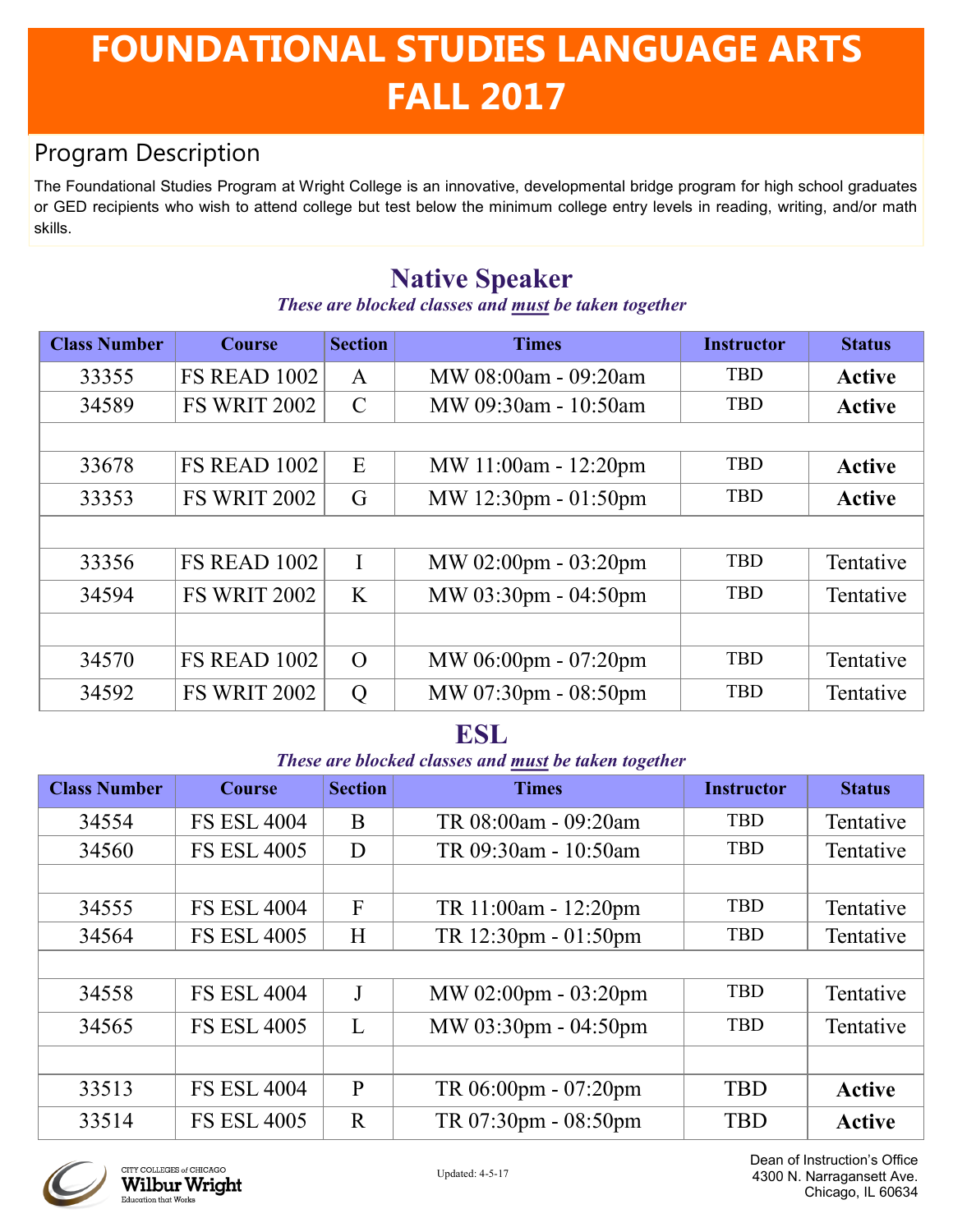# FOUNDATIONAL STUDIES LANGUAGE ARTS FALL 2017

## Program Description

The Foundational Studies Program at Wright College is an innovative, developmental bridge program for high school graduates or GED recipients who wish to attend college but test below the minimum college entry levels in reading, writing, and/or math skills.

## Native Speaker

***These are blocked classes and must be taken together***

| Class Number | Course | Section | Times | Instructor | Status |
|---|---|---|---|---|---|
| 33355 | FS READ 1002 | A | MW 08:00am - 09:20am | TBD | **Active** |
| 34589 | FS WRIT 2002 | C | MW 09:30am - 10:50am | TBD | **Active** |
| | | | | | |
| 33678 | FS READ 1002 | E | MW 11:00am - 12:20pm | TBD | **Active** |
| 33353 | FS WRIT 2002 | G | MW 12:30pm - 01:50pm | TBD | **Active** |
| | | | | | |
| 33356 | FS READ 1002 | I | MW 02:00pm - 03:20pm | TBD | Tentative |
| 34594 | FS WRIT 2002 | K | MW 03:30pm - 04:50pm | TBD | Tentative |
| | | | | | |
| 34570 | FS READ 1002 | O | MW 06:00pm - 07:20pm | TBD | Tentative |
| 34592 | FS WRIT 2002 | Q | MW 07:30pm - 08:50pm | TBD | Tentative |

## ESL

***These are blocked classes and must be taken together***

| Class Number | Course | Section | Times | Instructor | Status |
|---|---|---|---|---|---|
| 34554 | FS ESL 4004 | B | TR 08:00am - 09:20am | TBD | Tentative |
| 34560 | FS ESL 4005 | D | TR 09:30am - 10:50am | TBD | Tentative |
| | | | | | |
| 34555 | FS ESL 4004 | F | TR 11:00am - 12:20pm | TBD | Tentative |
| 34564 | FS ESL 4005 | H | TR 12:30pm - 01:50pm | TBD | Tentative |
| | | | | | |
| 34558 | FS ESL 4004 | J | MW 02:00pm - 03:20pm | TBD | Tentative |
| 34565 | FS ESL 4005 | L | MW 03:30pm - 04:50pm | TBD | Tentative |
| | | | | | |
| 33513 | FS ESL 4004 | P | TR 06:00pm - 07:20pm | TBD | **Active** |
| 33514 | FS ESL 4005 | R | TR 07:30pm - 08:50pm | TBD | **Active** |

City Colleges of Chicago
Wilbur Wright
Education that Works

Updated: 4-5-17

Dean of Instruction's Office
4300 N. Narragansett Ave.
Chicago, IL 60634